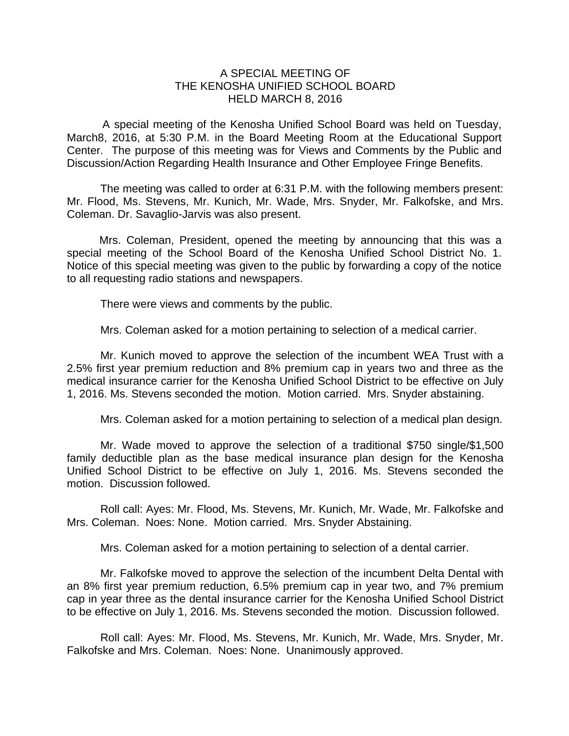# A SPECIAL MEETING OF
# THE KENOSHA UNIFIED SCHOOL BOARD
# HELD MARCH 8, 2016

A special meeting of the Kenosha Unified School Board was held on Tuesday, March8, 2016, at 5:30 P.M. in the Board Meeting Room at the Educational Support Center. The purpose of this meeting was for Views and Comments by the Public and Discussion/Action Regarding Health Insurance and Other Employee Fringe Benefits.

The meeting was called to order at 6:31 P.M. with the following members present: Mr. Flood, Ms. Stevens, Mr. Kunich, Mr. Wade, Mrs. Snyder, Mr. Falkofske, and Mrs. Coleman. Dr. Savaglio-Jarvis was also present.

Mrs. Coleman, President, opened the meeting by announcing that this was a special meeting of the School Board of the Kenosha Unified School District No. 1. Notice of this special meeting was given to the public by forwarding a copy of the notice to all requesting radio stations and newspapers.

There were views and comments by the public.

Mrs. Coleman asked for a motion pertaining to selection of a medical carrier.

Mr. Kunich moved to approve the selection of the incumbent WEA Trust with a 2.5% first year premium reduction and 8% premium cap in years two and three as the medical insurance carrier for the Kenosha Unified School District to be effective on July 1, 2016. Ms. Stevens seconded the motion. Motion carried. Mrs. Snyder abstaining.

Mrs. Coleman asked for a motion pertaining to selection of a medical plan design.

Mr. Wade moved to approve the selection of a traditional $750 single/$1,500 family deductible plan as the base medical insurance plan design for the Kenosha Unified School District to be effective on July 1, 2016. Ms. Stevens seconded the motion. Discussion followed.

Roll call: Ayes: Mr. Flood, Ms. Stevens, Mr. Kunich, Mr. Wade, Mr. Falkofske and Mrs. Coleman. Noes: None. Motion carried. Mrs. Snyder Abstaining.

Mrs. Coleman asked for a motion pertaining to selection of a dental carrier.

Mr. Falkofske moved to approve the selection of the incumbent Delta Dental with an 8% first year premium reduction, 6.5% premium cap in year two, and 7% premium cap in year three as the dental insurance carrier for the Kenosha Unified School District to be effective on July 1, 2016. Ms. Stevens seconded the motion. Discussion followed.

Roll call: Ayes: Mr. Flood, Ms. Stevens, Mr. Kunich, Mr. Wade, Mrs. Snyder, Mr. Falkofske and Mrs. Coleman. Noes: None. Unanimously approved.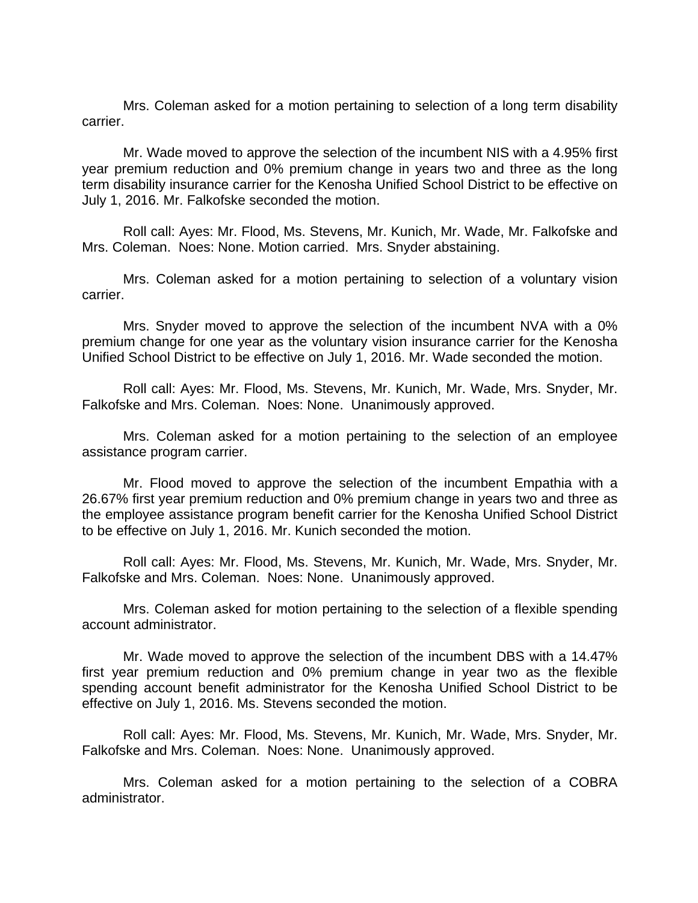Mrs. Coleman asked for a motion pertaining to selection of a long term disability carrier.

Mr. Wade moved to approve the selection of the incumbent NIS with a 4.95% first year premium reduction and 0% premium change in years two and three as the long term disability insurance carrier for the Kenosha Unified School District to be effective on July 1, 2016. Mr. Falkofske seconded the motion.

Roll call: Ayes: Mr. Flood, Ms. Stevens, Mr. Kunich, Mr. Wade, Mr. Falkofske and Mrs. Coleman. Noes: None. Motion carried. Mrs. Snyder abstaining.

Mrs. Coleman asked for a motion pertaining to selection of a voluntary vision carrier.

Mrs. Snyder moved to approve the selection of the incumbent NVA with a 0% premium change for one year as the voluntary vision insurance carrier for the Kenosha Unified School District to be effective on July 1, 2016. Mr. Wade seconded the motion.

Roll call: Ayes: Mr. Flood, Ms. Stevens, Mr. Kunich, Mr. Wade, Mrs. Snyder, Mr. Falkofske and Mrs. Coleman. Noes: None. Unanimously approved.

Mrs. Coleman asked for a motion pertaining to the selection of an employee assistance program carrier.

Mr. Flood moved to approve the selection of the incumbent Empathia with a 26.67% first year premium reduction and 0% premium change in years two and three as the employee assistance program benefit carrier for the Kenosha Unified School District to be effective on July 1, 2016. Mr. Kunich seconded the motion.

Roll call: Ayes: Mr. Flood, Ms. Stevens, Mr. Kunich, Mr. Wade, Mrs. Snyder, Mr. Falkofske and Mrs. Coleman. Noes: None. Unanimously approved.

Mrs. Coleman asked for motion pertaining to the selection of a flexible spending account administrator.

Mr. Wade moved to approve the selection of the incumbent DBS with a 14.47% first year premium reduction and 0% premium change in year two as the flexible spending account benefit administrator for the Kenosha Unified School District to be effective on July 1, 2016. Ms. Stevens seconded the motion.

Roll call: Ayes: Mr. Flood, Ms. Stevens, Mr. Kunich, Mr. Wade, Mrs. Snyder, Mr. Falkofske and Mrs. Coleman. Noes: None. Unanimously approved.

Mrs. Coleman asked for a motion pertaining to the selection of a COBRA administrator.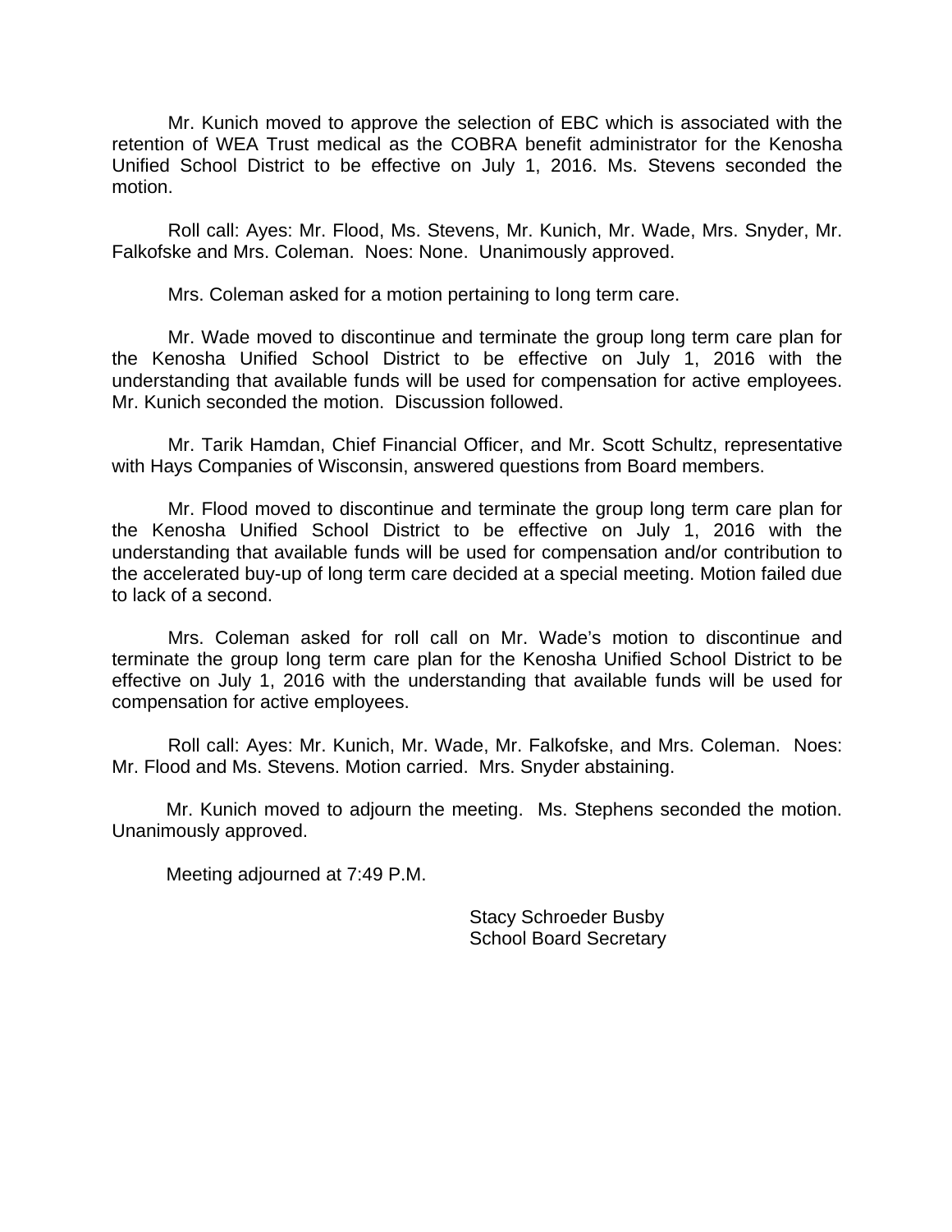Mr. Kunich moved to approve the selection of EBC which is associated with the retention of WEA Trust medical as the COBRA benefit administrator for the Kenosha Unified School District to be effective on July 1, 2016. Ms. Stevens seconded the motion.

Roll call: Ayes: Mr. Flood, Ms. Stevens, Mr. Kunich, Mr. Wade, Mrs. Snyder, Mr. Falkofske and Mrs. Coleman. Noes: None. Unanimously approved.

Mrs. Coleman asked for a motion pertaining to long term care.

Mr. Wade moved to discontinue and terminate the group long term care plan for the Kenosha Unified School District to be effective on July 1, 2016 with the understanding that available funds will be used for compensation for active employees. Mr. Kunich seconded the motion. Discussion followed.

Mr. Tarik Hamdan, Chief Financial Officer, and Mr. Scott Schultz, representative with Hays Companies of Wisconsin, answered questions from Board members.

Mr. Flood moved to discontinue and terminate the group long term care plan for the Kenosha Unified School District to be effective on July 1, 2016 with the understanding that available funds will be used for compensation and/or contribution to the accelerated buy-up of long term care decided at a special meeting. Motion failed due to lack of a second.

Mrs. Coleman asked for roll call on Mr. Wade's motion to discontinue and terminate the group long term care plan for the Kenosha Unified School District to be effective on July 1, 2016 with the understanding that available funds will be used for compensation for active employees.

Roll call: Ayes: Mr. Kunich, Mr. Wade, Mr. Falkofske, and Mrs. Coleman. Noes: Mr. Flood and Ms. Stevens. Motion carried. Mrs. Snyder abstaining.

Mr. Kunich moved to adjourn the meeting. Ms. Stephens seconded the motion. Unanimously approved.

Meeting adjourned at 7:49 P.M.

Stacy Schroeder Busby
School Board Secretary